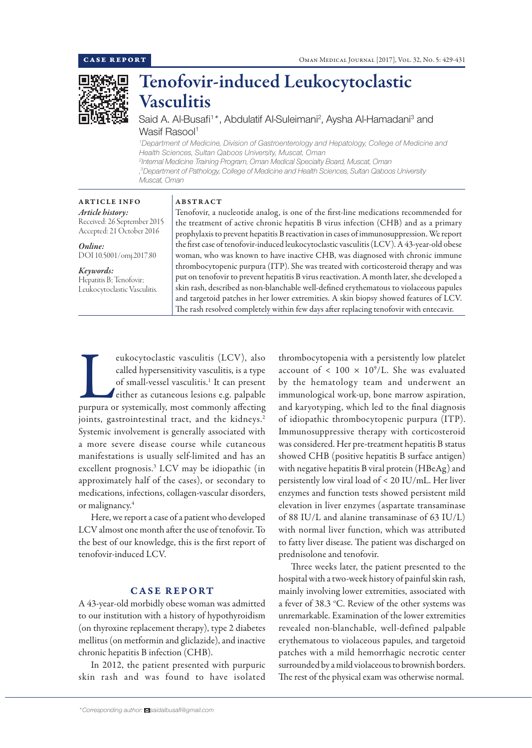CASE REPORT

# Tenofovir-induced Leukocytoclastic Vasculitis

Said A. Al-Busafi[1]*, Abdulatif Al-Suleimani[2], Aysha Al-Hamadani[3] and Wasif Rasool[1]

*[1]Department of Medicine, Division of Gastroenterology and Hepatology, College of Medicine and Health Sciences, Sultan Qaboos University, Muscat, Oman*
*[2]Internal Medicine Training Program, Oman Medical Specialty Board, Muscat, Oman*
*,[3]Department of Pathology, College of Medicine and Health Sciences, Sultan Qaboos University Muscat, Oman*

## ARTICLE INFO

*Article history:*
Received: 26 September 2015
Accepted: 21 October 2016

*Online:*
DOI 10.5001/omj.2017.80

*Keywords:*
Hepatitis B; Tenofovir; Leukocytoclastic Vasculitis.

## ABSTRACT

Tenofovir, a nucleotide analog, is one of the first-line medications recommended for the treatment of active chronic hepatitis B virus infection (CHB) and as a primary prophylaxis to prevent hepatitis B reactivation in cases of immunosuppression. We report the first case of tenofovir-induced leukocytoclastic vasculitis (LCV). A 43-year-old obese woman, who was known to have inactive CHB, was diagnosed with chronic immune thrombocytopenic purpura (ITP). She was treated with corticosteroid therapy and was put on tenofovir to prevent hepatitis B virus reactivation. A month later, she developed a skin rash, described as non-blanchable well-defined erythematous to violaceous papules and targetoid patches in her lower extremities. A skin biopsy showed features of LCV. The rash resolved completely within few days after replacing tenofovir with entecavir.

Leukocytoclastic vasculitis (LCV), also called hypersensitivity vasculitis, is a type of small-vessel vasculitis.[1] It can present either as cutaneous lesions e.g. palpable purpura or systemically, most commonly affecting joints, gastrointestinal tract, and the kidneys.[2] Systemic involvement is generally associated with a more severe disease course while cutaneous manifestations is usually self-limited and has an excellent prognosis.[3] LCV may be idiopathic (in approximately half of the cases), or secondary to medications, infections, collagen-vascular disorders, or malignancy.[4]

Here, we report a case of a patient who developed LCV almost one month after the use of tenofovir. To the best of our knowledge, this is the first report of tenofovir-induced LCV.

## CASE REPORT

A 43-year-old morbidly obese woman was admitted to our institution with a history of hypothyroidism (on thyroxine replacement therapy), type 2 diabetes mellitus (on metformin and gliclazide), and inactive chronic hepatitis B infection (CHB).

In 2012, the patient presented with purpuric skin rash and was found to have isolated thrombocytopenia with a persistently low platelet account of $< 100 \times 10^9$/L. She was evaluated by the hematology team and underwent an immunological work-up, bone marrow aspiration, and karyotyping, which led to the final diagnosis of idiopathic thrombocytopenic purpura (ITP). Immunosuppressive therapy with corticosteroid was considered. Her pre-treatment hepatitis B status showed CHB (positive hepatitis B surface antigen) with negative hepatitis B viral protein (HBeAg) and persistently low viral load of < 20 IU/mL. Her liver enzymes and function tests showed persistent mild elevation in liver enzymes (aspartate transaminase of 88 IU/L and alanine transaminase of 63 IU/L) with normal liver function, which was attributed to fatty liver disease. The patient was discharged on prednisolone and tenofovir.

Three weeks later, the patient presented to the hospital with a two-week history of painful skin rash, mainly involving lower extremities, associated with a fever of 38.3 °C. Review of the other systems was unremarkable. Examination of the lower extremities revealed non-blanchable, well-defined palpable erythematous to violaceous papules, and targetoid patches with a mild hemorrhagic necrotic center surrounded by a mild violaceous to brownish borders. The rest of the physical exam was otherwise normal.

*Corresponding author: saidalbusafi@gmail.com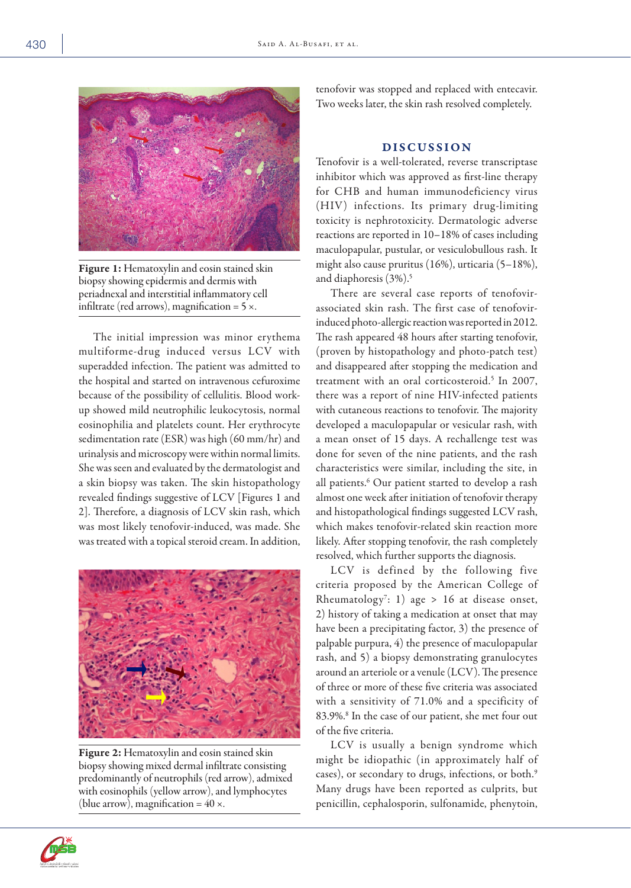Figure 1: Hematoxylin and eosin stained skin biopsy showing epidermis and dermis with periadnexal and interstitial inflammatory cell infiltrate (red arrows), magnification = 5 ×.

The initial impression was minor erythema multiforme-drug induced versus LCV with superadded infection. The patient was admitted to the hospital and started on intravenous cefuroxime because of the possibility of cellulitis. Blood work-up showed mild neutrophilic leukocytosis, normal eosinophilia and platelets count. Her erythrocyte sedimentation rate (ESR) was high (60 mm/hr) and urinalysis and microscopy were within normal limits. She was seen and evaluated by the dermatologist and a skin biopsy was taken. The skin histopathology revealed findings suggestive of LCV [Figures 1 and 2]. Therefore, a diagnosis of LCV skin rash, which was most likely tenofovir-induced, was made. She was treated with a topical steroid cream. In addition, tenofovir was stopped and replaced with entecavir. Two weeks later, the skin rash resolved completely.

Figure 2: Hematoxylin and eosin stained skin biopsy showing mixed dermal infiltrate consisting predominantly of neutrophils (red arrow), admixed with eosinophils (yellow arrow), and lymphocytes (blue arrow), magnification = 40 ×.

## DISCUSSION

Tenofovir is a well-tolerated, reverse transcriptase inhibitor which was approved as first-line therapy for CHB and human immunodeficiency virus (HIV) infections. Its primary drug-limiting toxicity is nephrotoxicity. Dermatologic adverse reactions are reported in 10–18% of cases including maculopapular, pustular, or vesiculobullous rash. It might also cause pruritus (16%), urticaria (5–18%), and diaphoresis (3%).[5]

There are several case reports of tenofovir-associated skin rash. The first case of tenofovir-induced photo-allergic reaction was reported in 2012. The rash appeared 48 hours after starting tenofovir, (proven by histopathology and photo-patch test) and disappeared after stopping the medication and treatment with an oral corticosteroid.[5] In 2007, there was a report of nine HIV-infected patients with cutaneous reactions to tenofovir. The majority developed a maculopapular or vesicular rash, with a mean onset of 15 days. A rechallenge test was done for seven of the nine patients, and the rash characteristics were similar, including the site, in all patients.[6] Our patient started to develop a rash almost one week after initiation of tenofovir therapy and histopathological findings suggested LCV rash, which makes tenofovir-related skin reaction more likely. After stopping tenofovir, the rash completely resolved, which further supports the diagnosis.

LCV is defined by the following five criteria proposed by the American College of Rheumatology[7]: 1) age > 16 at disease onset, 2) history of taking a medication at onset that may have been a precipitating factor, 3) the presence of palpable purpura, 4) the presence of maculopapular rash, and 5) a biopsy demonstrating granulocytes around an arteriole or a venule (LCV). The presence of three or more of these five criteria was associated with a sensitivity of 71.0% and a specificity of 83.9%.[8] In the case of our patient, she met four out of the five criteria.

LCV is usually a benign syndrome which might be idiopathic (in approximately half of cases), or secondary to drugs, infections, or both.[9] Many drugs have been reported as culprits, but penicillin, cephalosporin, sulfonamide, phenytoin,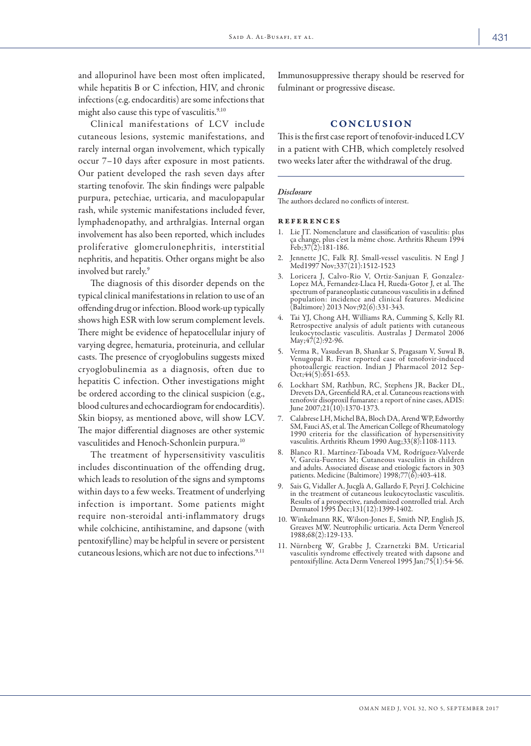and allopurinol have been most often implicated, while hepatitis B or C infection, HIV, and chronic infections (e.g. endocarditis) are some infections that might also cause this type of vasculitis.[9,10]

Clinical manifestations of LCV include cutaneous lesions, systemic manifestations, and rarely internal organ involvement, which typically occur 7–10 days after exposure in most patients. Our patient developed the rash seven days after starting tenofovir. The skin findings were palpable purpura, petechiae, urticaria, and maculopapular rash, while systemic manifestations included fever, lymphadenopathy, and arthralgias. Internal organ involvement has also been reported, which includes proliferative glomerulonephritis, interstitial nephritis, and hepatitis. Other organs might be also involved but rarely.[9]

The diagnosis of this disorder depends on the typical clinical manifestations in relation to use of an offending drug or infection. Blood work-up typically shows high ESR with low serum complement levels. There might be evidence of hepatocellular injury of varying degree, hematuria, proteinuria, and cellular casts. The presence of cryoglobulins suggests mixed cryoglobulinemia as a diagnosis, often due to hepatitis C infection. Other investigations might be ordered according to the clinical suspicion (e.g., blood cultures and echocardiogram for endocarditis). Skin biopsy, as mentioned above, will show LCV. The major differential diagnoses are other systemic vasculitides and Henoch-Schonlein purpura.[10]

The treatment of hypersensitivity vasculitis includes discontinuation of the offending drug, which leads to resolution of the signs and symptoms within days to a few weeks. Treatment of underlying infection is important. Some patients might require non-steroidal anti-inflammatory drugs while colchicine, antihistamine, and dapsone (with pentoxifylline) may be helpful in severe or persistent cutaneous lesions, which are not due to infections.[9,11] Immunosuppressive therapy should be reserved for fulminant or progressive disease.

## CONCLUSION

This is the first case report of tenofovir-induced LCV in a patient with CHB, which completely resolved two weeks later after the withdrawal of the drug.

*Disclosure*

The authors declared no conflicts of interest.

## REFERENCES

1. Lie JT. Nomenclature and classification of vasculitis: plus ça change, plus c'est la même chose. Arthritis Rheum 1994 Feb;37(2):181-186.
2. Jennette JC, Falk RJ. Small-vessel vasculitis. N Engl J Med1997 Nov;337(21):1512-1523
3. Loricera J, Calvo-Rio V, Ortiz-Sanjuan F, Gonzalez-Lopez MA, Fernandez-Llaca H, Rueda-Gotor J, et al. The spectrum of paraneoplastic cutaneous vasculitis in a defined population: incidence and clinical features. Medicine (Baltimore) 2013 Nov;92(6):331-343.
4. Tai YJ, Chong AH, Williams RA, Cumming S, Kelly RI. Retrospective analysis of adult patients with cutaneous leukocytoclastic vasculitis. Australas J Dermatol 2006 May;47(2):92-96.
5. Verma R, Vasudevan B, Shankar S, Pragasam V, Suwal B, Venugopal R. First reported case of tenofovir-induced photoallergic reaction. Indian J Pharmacol 2012 Sep-Oct;44(5):651-653.
6. Lockhart SM, Rathbun, RC, Stephens JR, Backer DL, Drevets DA, Greenfield RA, et al. Cutaneous reactions with tenofovir disoproxil fumarate: a report of nine cases, ADIS: June 2007;21(10):1370-1373.
7. Calabrese LH, Michel BA, Bloch DA, Arend WP, Edworthy SM, Fauci AS, et al. The American College of Rheumatology 1990 criteria for the classification of hypersensitivity vasculitis. Arthritis Rheum 1990 Aug;33(8):1108-1113.
8. Blanco R1. Martínez-Taboada VM, Rodríguez-Valverde V, García-Fuentes M; Cutaneous vasculitis in children and adults. Associated disease and etiologic factors in 303 patients. Medicine (Baltimore) 1998;77(6):403-418.
9. Sais G, Vidaller A, Jucglà A, Gallardo F, Peyrí J. Colchicine in the treatment of cutaneous leukocytoclastic vasculitis. Results of a prospective, randomized controlled trial. Arch Dermatol 1995 Dec;131(12):1399-1402.
10. Winkelmann RK, Wilson-Jones E, Smith NP, English JS, Greaves MW. Neutrophilic urticaria. Acta Derm Venereol 1988;68(2):129-133.
11. Nürnberg W, Grabbe J, Czarnetzki BM. Urticarial vasculitis syndrome effectively treated with dapsone and pentoxifylline. Acta Derm Venereol 1995 Jan;75(1):54-56.